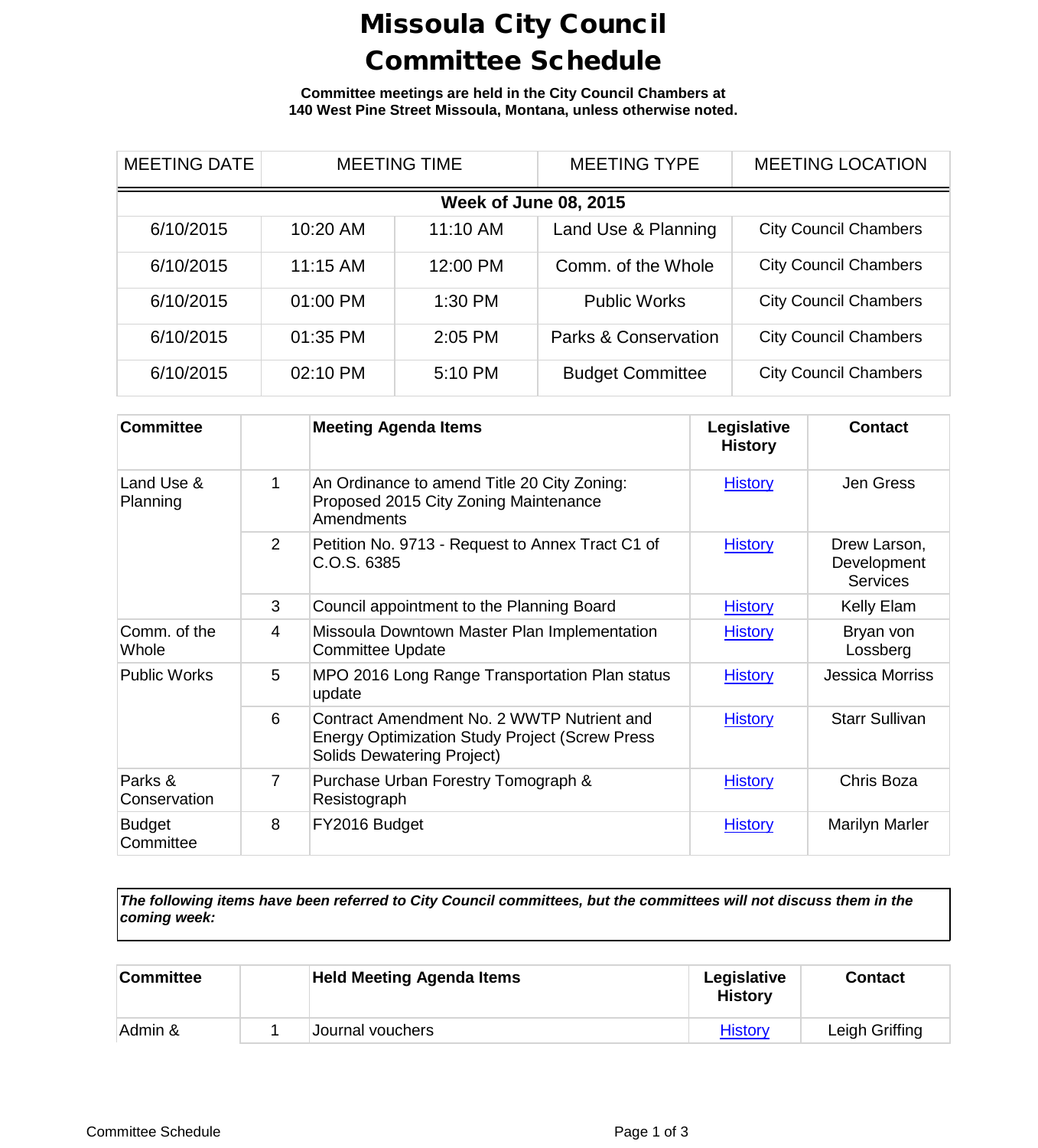# Missoula City Council Committee Schedule

**Committee meetings are held in the City Council Chambers at 140 West Pine Street Missoula, Montana, unless otherwise noted.**

| MEETING DATE | MEETING TIME | | MEETING TYPE | MEETING LOCATION |
|---|---|---|---|---|
| **Week of June 08, 2015** | | | | |
| 6/10/2015 | 10:20 AM | 11:10 AM | Land Use & Planning | City Council Chambers |
| 6/10/2015 | 11:15 AM | 12:00 PM | Comm. of the Whole | City Council Chambers |
| 6/10/2015 | 01:00 PM | 1:30 PM | Public Works | City Council Chambers |
| 6/10/2015 | 01:35 PM | 2:05 PM | Parks & Conservation | City Council Chambers |
| 6/10/2015 | 02:10 PM | 5:10 PM | Budget Committee | City Council Chambers |

| Committee | | Meeting Agenda Items | Legislative History | Contact |
|---|---|---|---|---|
| Land Use & Planning | 1 | An Ordinance to amend Title 20 City Zoning: Proposed 2015 City Zoning Maintenance Amendments | History | Jen Gress |
| | 2 | Petition No. 9713 - Request to Annex Tract C1 of C.O.S. 6385 | History | Drew Larson, Development Services |
| | 3 | Council appointment to the Planning Board | History | Kelly Elam |
| Comm. of the Whole | 4 | Missoula Downtown Master Plan Implementation Committee Update | History | Bryan von Lossberg |
| Public Works | 5 | MPO 2016 Long Range Transportation Plan status update | History | Jessica Morriss |
| | 6 | Contract Amendment No. 2 WWTP Nutrient and Energy Optimization Study Project (Screw Press Solids Dewatering Project) | History | Starr Sullivan |
| Parks & Conservation | 7 | Purchase Urban Forestry Tomograph & Resistograph | History | Chris Boza |
| Budget Committee | 8 | FY2016 Budget | History | Marilyn Marler |

***The following items have been referred to City Council committees, but the committees will not discuss them in the coming week:***

| Committee | | Held Meeting Agenda Items | Legislative History | Contact |
|---|---|---|---|---|
| Admin & | 1 | Journal vouchers | History | Leigh Griffing |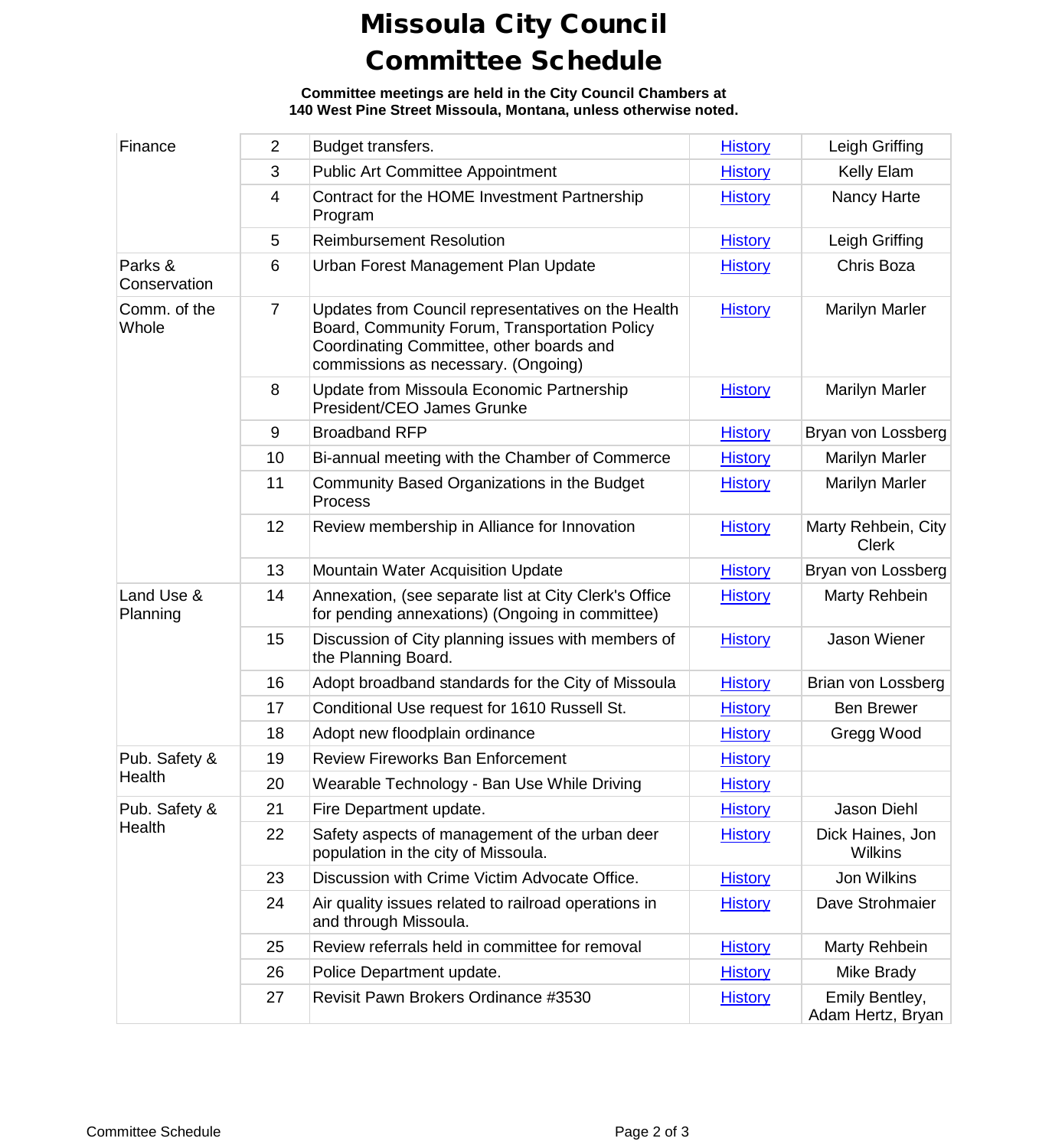# Missoula City Council Committee Schedule

**Committee meetings are held in the City Council Chambers at 140 West Pine Street Missoula, Montana, unless otherwise noted.**

| Committee | # | Item | History | Sponsor |
|---|---|---|---|---|
| Finance | 2 | Budget transfers. | History | Leigh Griffing |
| | 3 | Public Art Committee Appointment | History | Kelly Elam |
| | 4 | Contract for the HOME Investment Partnership Program | History | Nancy Harte |
| | 5 | Reimbursement Resolution | History | Leigh Griffing |
| Parks & Conservation | 6 | Urban Forest Management Plan Update | History | Chris Boza |
| Comm. of the Whole | 7 | Updates from Council representatives on the Health Board, Community Forum, Transportation Policy Coordinating Committee, other boards and commissions as necessary. (Ongoing) | History | Marilyn Marler |
| | 8 | Update from Missoula Economic Partnership President/CEO James Grunke | History | Marilyn Marler |
| | 9 | Broadband RFP | History | Bryan von Lossberg |
| | 10 | Bi-annual meeting with the Chamber of Commerce | History | Marilyn Marler |
| | 11 | Community Based Organizations in the Budget Process | History | Marilyn Marler |
| | 12 | Review membership in Alliance for Innovation | History | Marty Rehbein, City Clerk |
| | 13 | Mountain Water Acquisition Update | History | Bryan von Lossberg |
| Land Use & Planning | 14 | Annexation, (see separate list at City Clerk's Office for pending annexations) (Ongoing in committee) | History | Marty Rehbein |
| | 15 | Discussion of City planning issues with members of the Planning Board. | History | Jason Wiener |
| | 16 | Adopt broadband standards for the City of Missoula | History | Brian von Lossberg |
| | 17 | Conditional Use request for 1610 Russell St. | History | Ben Brewer |
| | 18 | Adopt new floodplain ordinance | History | Gregg Wood |
| Pub. Safety & Health | 19 | Review Fireworks Ban Enforcement | History | |
| | 20 | Wearable Technology - Ban Use While Driving | History | |
| Pub. Safety & Health | 21 | Fire Department update. | History | Jason Diehl |
| | 22 | Safety aspects of management of the urban deer population in the city of Missoula. | History | Dick Haines, Jon Wilkins |
| | 23 | Discussion with Crime Victim Advocate Office. | History | Jon Wilkins |
| | 24 | Air quality issues related to railroad operations in and through Missoula. | History | Dave Strohmaier |
| | 25 | Review referrals held in committee for removal | History | Marty Rehbein |
| | 26 | Police Department update. | History | Mike Brady |
| | 27 | Revisit Pawn Brokers Ordinance #3530 | History | Emily Bentley, Adam Hertz, Bryan |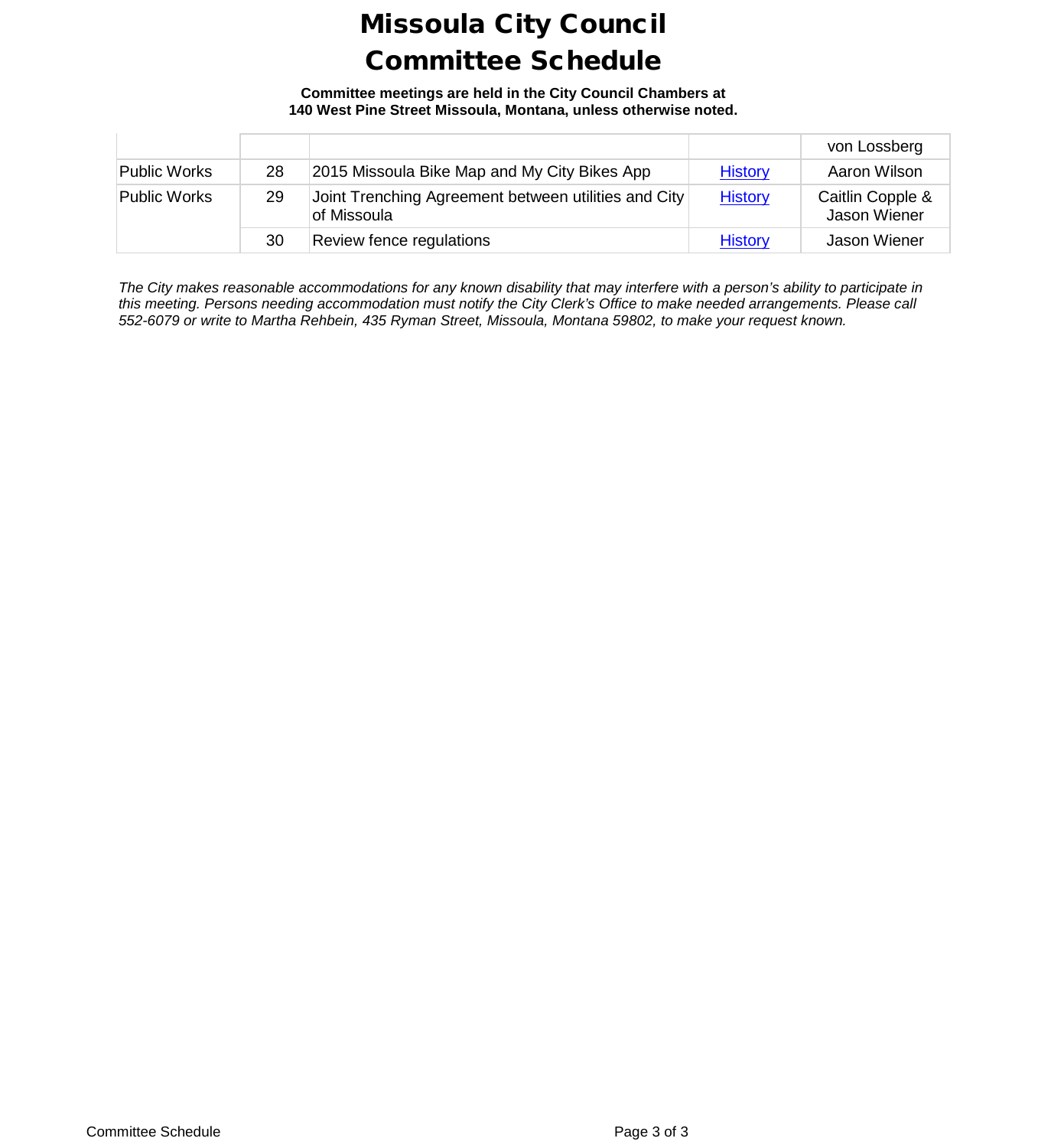# Missoula City Council
# Committee Schedule

**Committee meetings are held in the City Council Chambers at 140 West Pine Street Missoula, Montana, unless otherwise noted.**

| | | | | |
|---|---|---|---|---|
| | | | | von Lossberg |
| Public Works | 28 | 2015 Missoula Bike Map and My City Bikes App | History | Aaron Wilson |
| Public Works | 29 | Joint Trenching Agreement between utilities and City of Missoula | History | Caitlin Copple & Jason Wiener |
| | 30 | Review fence regulations | History | Jason Wiener |

*The City makes reasonable accommodations for any known disability that may interfere with a person's ability to participate in this meeting. Persons needing accommodation must notify the City Clerk's Office to make needed arrangements. Please call 552-6079 or write to Martha Rehbein, 435 Ryman Street, Missoula, Montana 59802, to make your request known.*